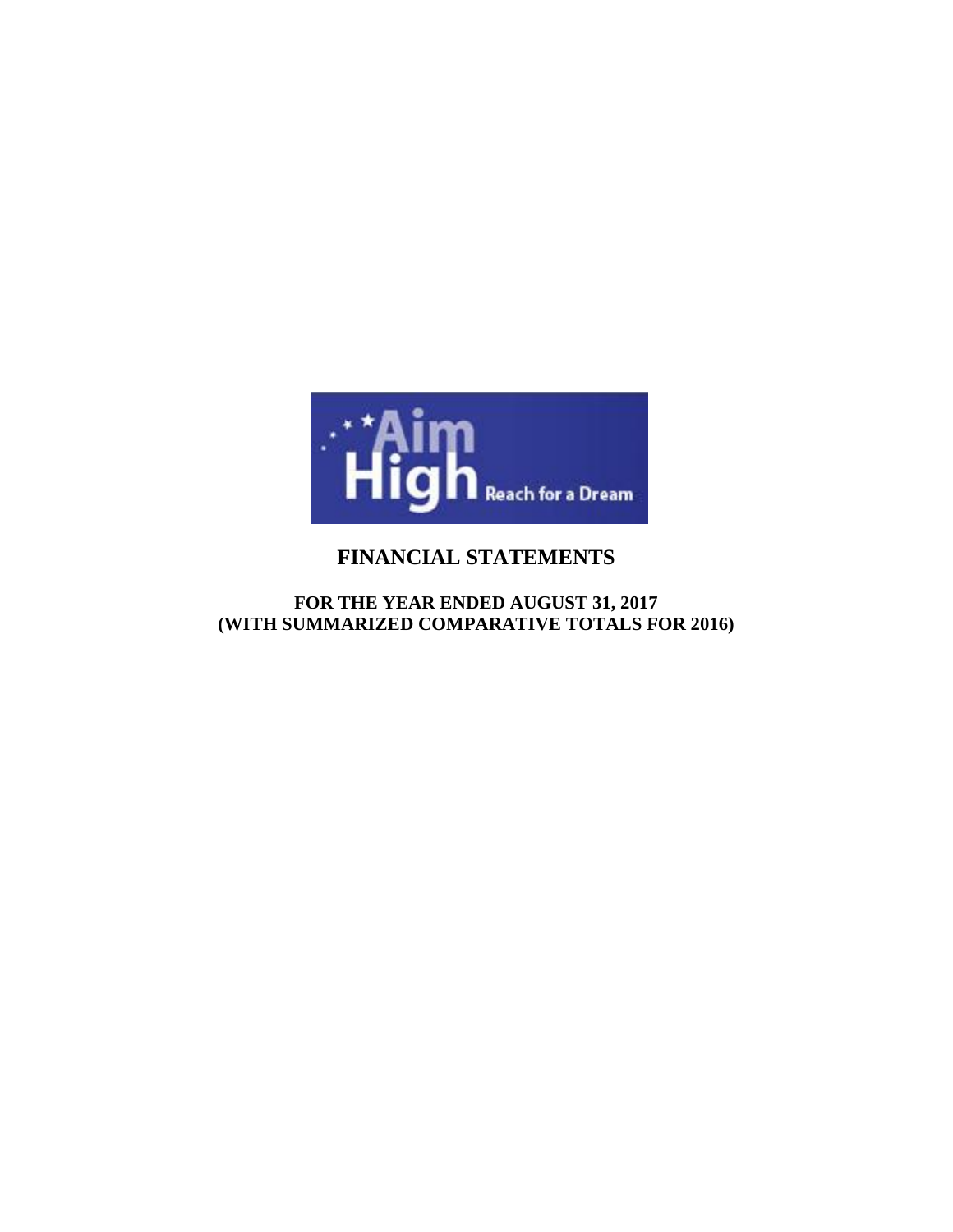Aim High Reach for a Dream

# FINANCIAL STATEMENTS

## FOR THE YEAR ENDED AUGUST 31, 2017
## (WITH SUMMARIZED COMPARATIVE TOTALS FOR 2016)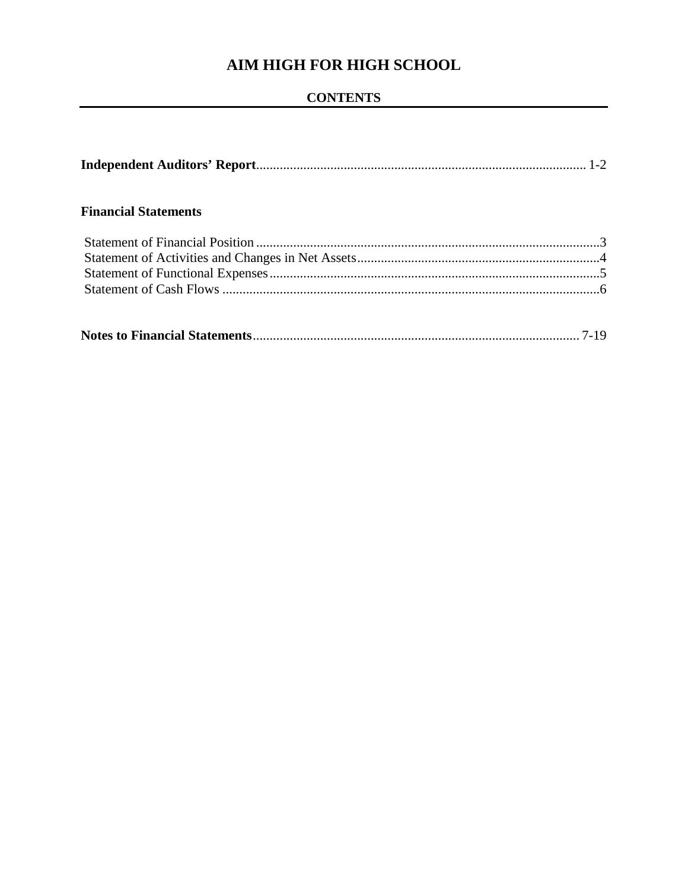# AIM HIGH FOR HIGH SCHOOL

## CONTENTS

**Independent Auditors' Report** ........................................................................................ 1-2

**Financial Statements**

Statement of Financial Position ........................................................................................3
Statement of Activities and Changes in Net Assets..........................................................4
Statement of Functional Expenses....................................................................................5
Statement of Cash Flows ..................................................................................................6

**Notes to Financial Statements**......................................................................................... 7-19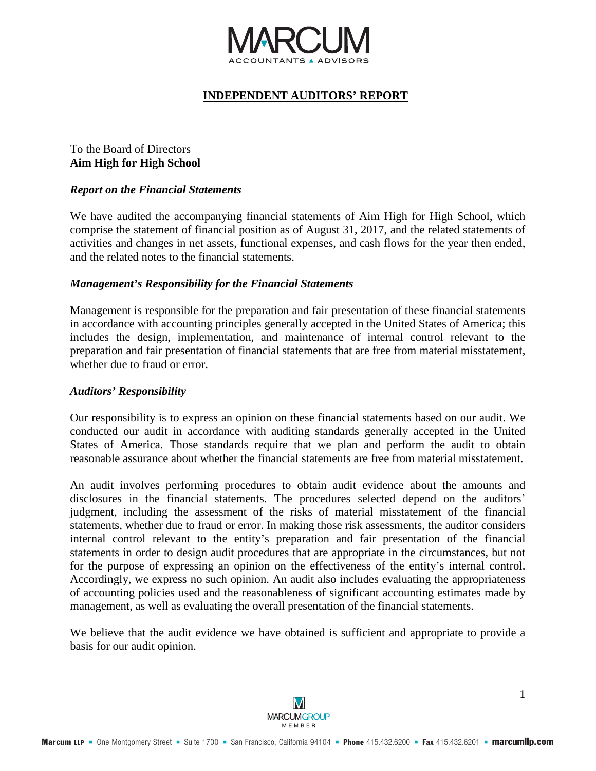# INDEPENDENT AUDITORS' REPORT

To the Board of Directors
**Aim High for High School**

### *Report on the Financial Statements*

We have audited the accompanying financial statements of Aim High for High School, which comprise the statement of financial position as of August 31, 2017, and the related statements of activities and changes in net assets, functional expenses, and cash flows for the year then ended, and the related notes to the financial statements.

### *Management's Responsibility for the Financial Statements*

Management is responsible for the preparation and fair presentation of these financial statements in accordance with accounting principles generally accepted in the United States of America; this includes the design, implementation, and maintenance of internal control relevant to the preparation and fair presentation of financial statements that are free from material misstatement, whether due to fraud or error.

### *Auditors' Responsibility*

Our responsibility is to express an opinion on these financial statements based on our audit. We conducted our audit in accordance with auditing standards generally accepted in the United States of America. Those standards require that we plan and perform the audit to obtain reasonable assurance about whether the financial statements are free from material misstatement.

An audit involves performing procedures to obtain audit evidence about the amounts and disclosures in the financial statements. The procedures selected depend on the auditors' judgment, including the assessment of the risks of material misstatement of the financial statements, whether due to fraud or error. In making those risk assessments, the auditor considers internal control relevant to the entity's preparation and fair presentation of the financial statements in order to design audit procedures that are appropriate in the circumstances, but not for the purpose of expressing an opinion on the effectiveness of the entity's internal control. Accordingly, we express no such opinion. An audit also includes evaluating the appropriateness of accounting policies used and the reasonableness of significant accounting estimates made by management, as well as evaluating the overall presentation of the financial statements.

We believe that the audit evidence we have obtained is sufficient and appropriate to provide a basis for our audit opinion.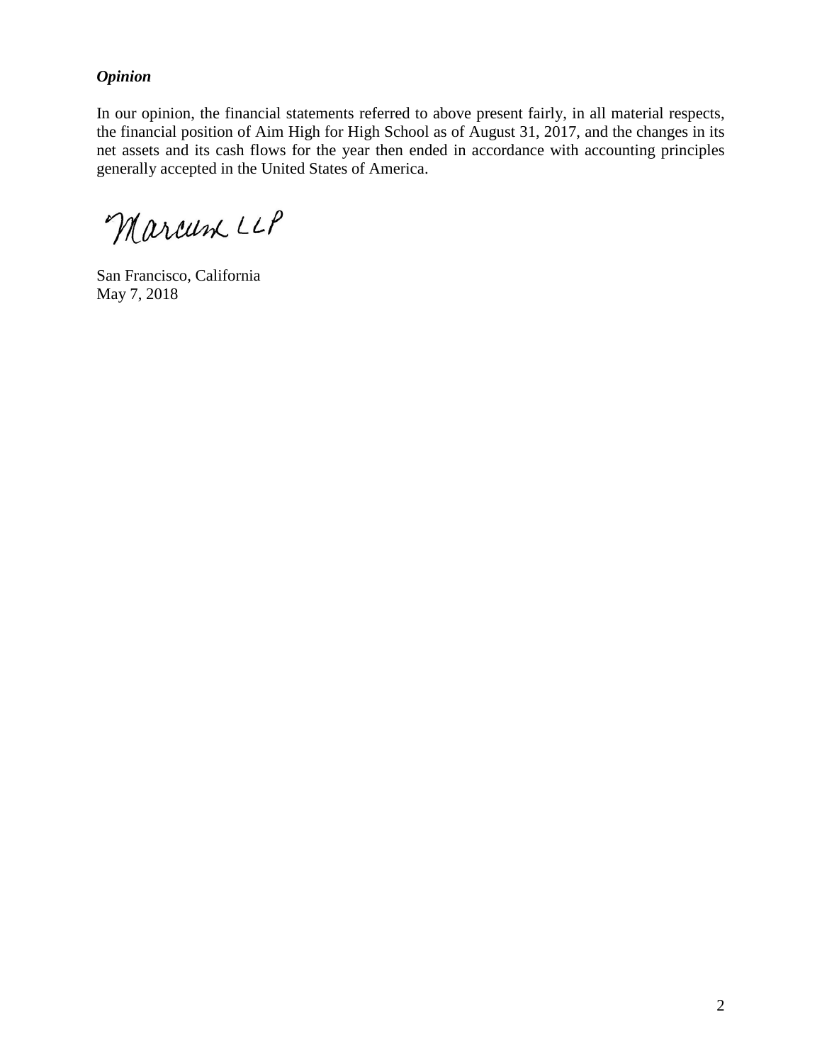***Opinion***

In our opinion, the financial statements referred to above present fairly, in all material respects, the financial position of Aim High for High School as of August 31, 2017, and the changes in its net assets and its cash flows for the year then ended in accordance with accounting principles generally accepted in the United States of America.

Marcum LLP

San Francisco, California
May 7, 2018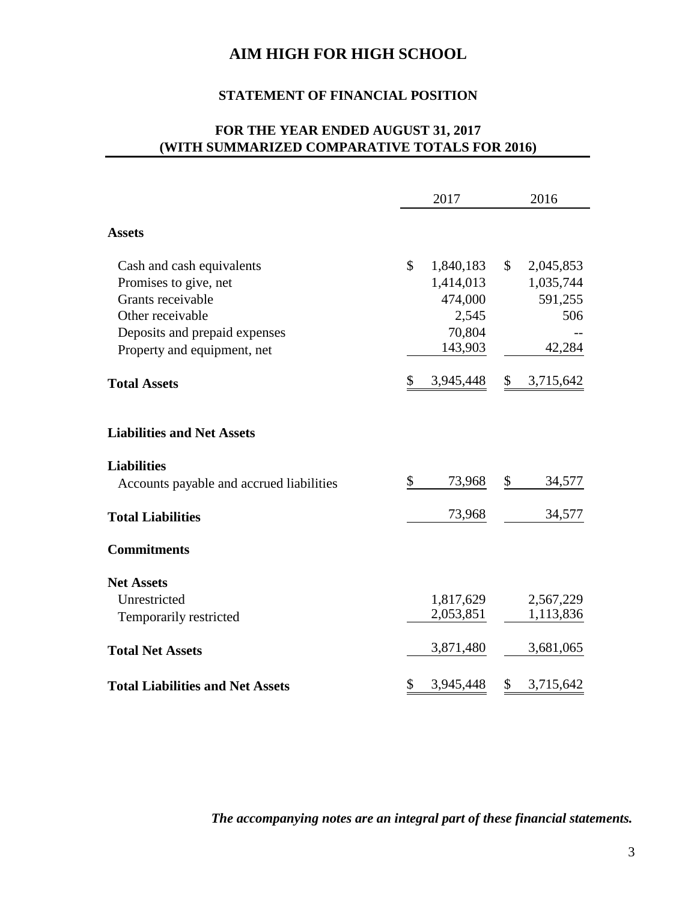# AIM HIGH FOR HIGH SCHOOL

## STATEMENT OF FINANCIAL POSITION

### FOR THE YEAR ENDED AUGUST 31, 2017
### (WITH SUMMARIZED COMPARATIVE TOTALS FOR 2016)

| | 2017 | 2016 |
|---|---|---|
| **Assets** | | |
| Cash and cash equivalents | $ 1,840,183 | $ 2,045,853 |
| Promises to give, net | 1,414,013 | 1,035,744 |
| Grants receivable | 474,000 | 591,255 |
| Other receivable | 2,545 | 506 |
| Deposits and prepaid expenses | 70,804 | -- |
| Property and equipment, net | 143,903 | 42,284 |
| **Total Assets** | $ 3,945,448 | $ 3,715,642 |
| **Liabilities and Net Assets** | | |
| **Liabilities** | | |
| Accounts payable and accrued liabilities | $ 73,968 | $ 34,577 |
| **Total Liabilities** | 73,968 | 34,577 |
| **Commitments** | | |
| **Net Assets** | | |
| Unrestricted | 1,817,629 | 2,567,229 |
| Temporarily restricted | 2,053,851 | 1,113,836 |
| **Total Net Assets** | 3,871,480 | 3,681,065 |
| **Total Liabilities and Net Assets** | $ 3,945,448 | $ 3,715,642 |

***The accompanying notes are an integral part of these financial statements.***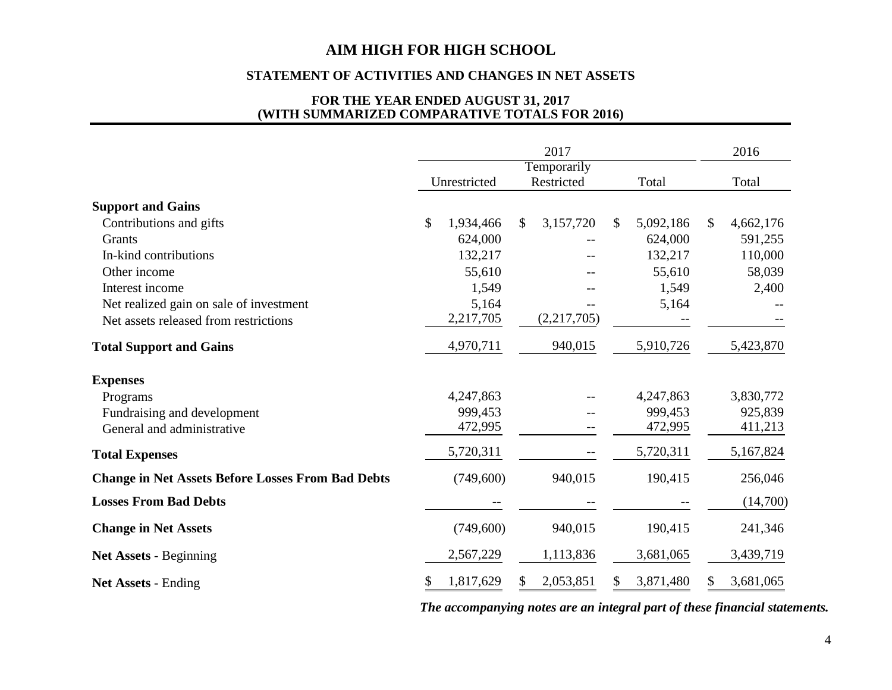# AIM HIGH FOR HIGH SCHOOL

## STATEMENT OF ACTIVITIES AND CHANGES IN NET ASSETS

### FOR THE YEAR ENDED AUGUST 31, 2017
### (WITH SUMMARIZED COMPARATIVE TOTALS FOR 2016)

| | 2017 | | | 2016 |
|---|---|---|---|---|
| | Unrestricted | Temporarily Restricted | Total | Total |
| **Support and Gains** | | | | |
| Contributions and gifts | $ 1,934,466 | $ 3,157,720 | $ 5,092,186 | $ 4,662,176 |
| Grants | 624,000 | -- | 624,000 | 591,255 |
| In-kind contributions | 132,217 | -- | 132,217 | 110,000 |
| Other income | 55,610 | -- | 55,610 | 58,039 |
| Interest income | 1,549 | -- | 1,549 | 2,400 |
| Net realized gain on sale of investment | 5,164 | -- | 5,164 | -- |
| Net assets released from restrictions | 2,217,705 | (2,217,705) | -- | -- |
| **Total Support and Gains** | 4,970,711 | 940,015 | 5,910,726 | 5,423,870 |
| **Expenses** | | | | |
| Programs | 4,247,863 | -- | 4,247,863 | 3,830,772 |
| Fundraising and development | 999,453 | -- | 999,453 | 925,839 |
| General and administrative | 472,995 | -- | 472,995 | 411,213 |
| **Total Expenses** | 5,720,311 | -- | 5,720,311 | 5,167,824 |
| **Change in Net Assets Before Losses From Bad Debts** | (749,600) | 940,015 | 190,415 | 256,046 |
| **Losses From Bad Debts** | -- | -- | -- | (14,700) |
| **Change in Net Assets** | (749,600) | 940,015 | 190,415 | 241,346 |
| **Net Assets** - Beginning | 2,567,229 | 1,113,836 | 3,681,065 | 3,439,719 |
| **Net Assets** - Ending | $ 1,817,629 | $ 2,053,851 | $ 3,871,480 | $ 3,681,065 |

***The accompanying notes are an integral part of these financial statements.***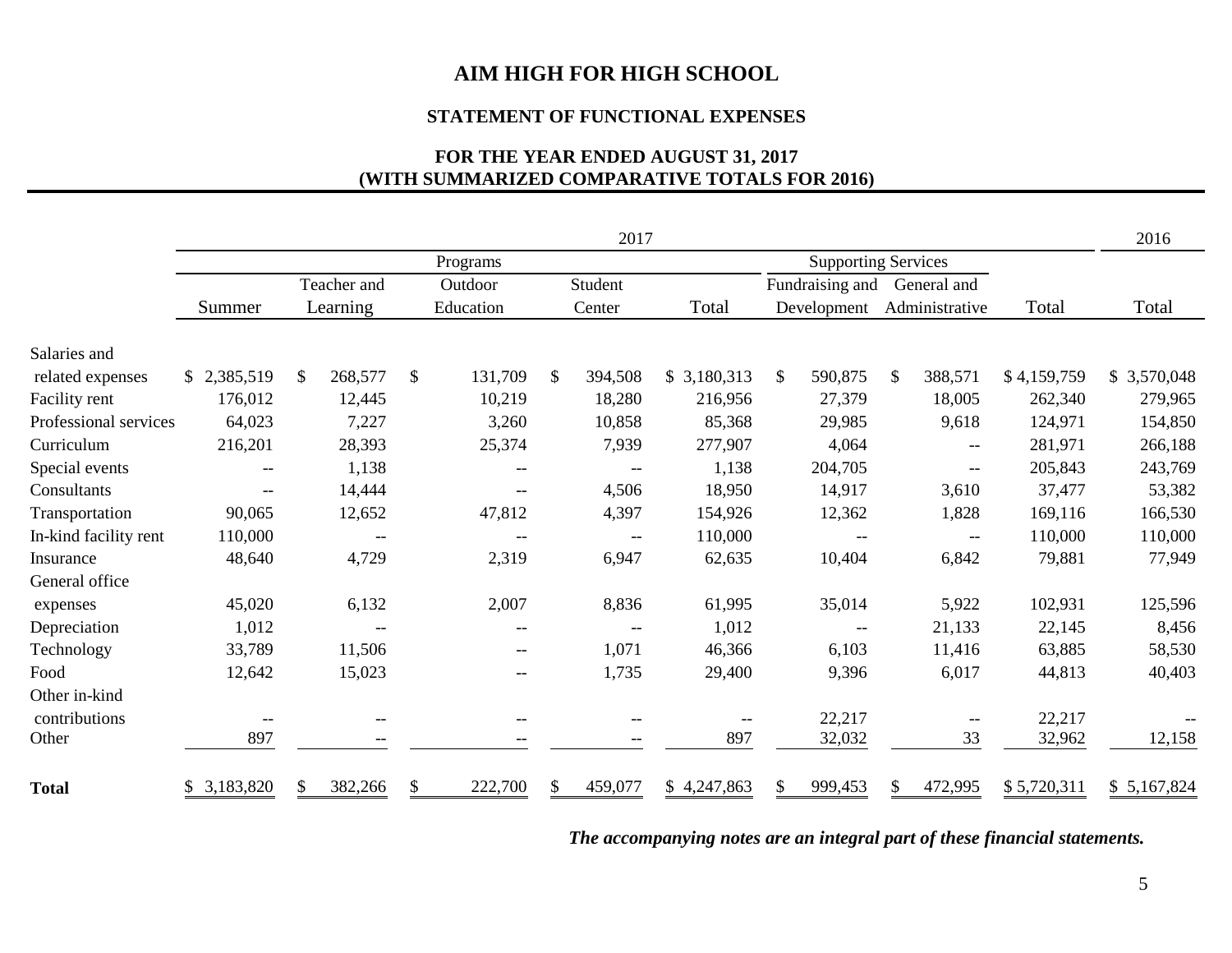# AIM HIGH FOR HIGH SCHOOL

## STATEMENT OF FUNCTIONAL EXPENSES

### FOR THE YEAR ENDED AUGUST 31, 2017
### (WITH SUMMARIZED COMPARATIVE TOTALS FOR 2016)

| | 2017 | | | | | | | | 2016 |
|---|---|---|---|---|---|---|---|---|---|
| | Programs | | | | | Supporting Services | | | |
| | Summer | Teacher and Learning | Outdoor Education | Student Center | Total | Fundraising and Development | General and Administrative | Total | Total |
| Salaries and related expenses | $ 2,385,519 | $ 268,577 | $ 131,709 | $ 394,508 | $ 3,180,313 | $ 590,875 | $ 388,571 | $ 4,159,759 | $ 3,570,048 |
| Facility rent | 176,012 | 12,445 | 10,219 | 18,280 | 216,956 | 27,379 | 18,005 | 262,340 | 279,965 |
| Professional services | 64,023 | 7,227 | 3,260 | 10,858 | 85,368 | 29,985 | 9,618 | 124,971 | 154,850 |
| Curriculum | 216,201 | 28,393 | 25,374 | 7,939 | 277,907 | 4,064 | -- | 281,971 | 266,188 |
| Special events | -- | 1,138 | -- | -- | 1,138 | 204,705 | -- | 205,843 | 243,769 |
| Consultants | -- | 14,444 | -- | 4,506 | 18,950 | 14,917 | 3,610 | 37,477 | 53,382 |
| Transportation | 90,065 | 12,652 | 47,812 | 4,397 | 154,926 | 12,362 | 1,828 | 169,116 | 166,530 |
| In-kind facility rent | 110,000 | -- | -- | -- | 110,000 | -- | -- | 110,000 | 110,000 |
| Insurance | 48,640 | 4,729 | 2,319 | 6,947 | 62,635 | 10,404 | 6,842 | 79,881 | 77,949 |
| General office expenses | 45,020 | 6,132 | 2,007 | 8,836 | 61,995 | 35,014 | 5,922 | 102,931 | 125,596 |
| Depreciation | 1,012 | -- | -- | -- | 1,012 | -- | 21,133 | 22,145 | 8,456 |
| Technology | 33,789 | 11,506 | -- | 1,071 | 46,366 | 6,103 | 11,416 | 63,885 | 58,530 |
| Food | 12,642 | 15,023 | -- | 1,735 | 29,400 | 9,396 | 6,017 | 44,813 | 40,403 |
| Other in-kind contributions | -- | -- | -- | -- | -- | 22,217 | -- | 22,217 | -- |
| Other | 897 | -- | -- | -- | 897 | 32,032 | 33 | 32,962 | 12,158 |
| **Total** | $ 3,183,820 | $ 382,266 | $ 222,700 | $ 459,077 | $ 4,247,863 | $ 999,453 | $ 472,995 | $ 5,720,311 | $ 5,167,824 |

***The accompanying notes are an integral part of these financial statements.***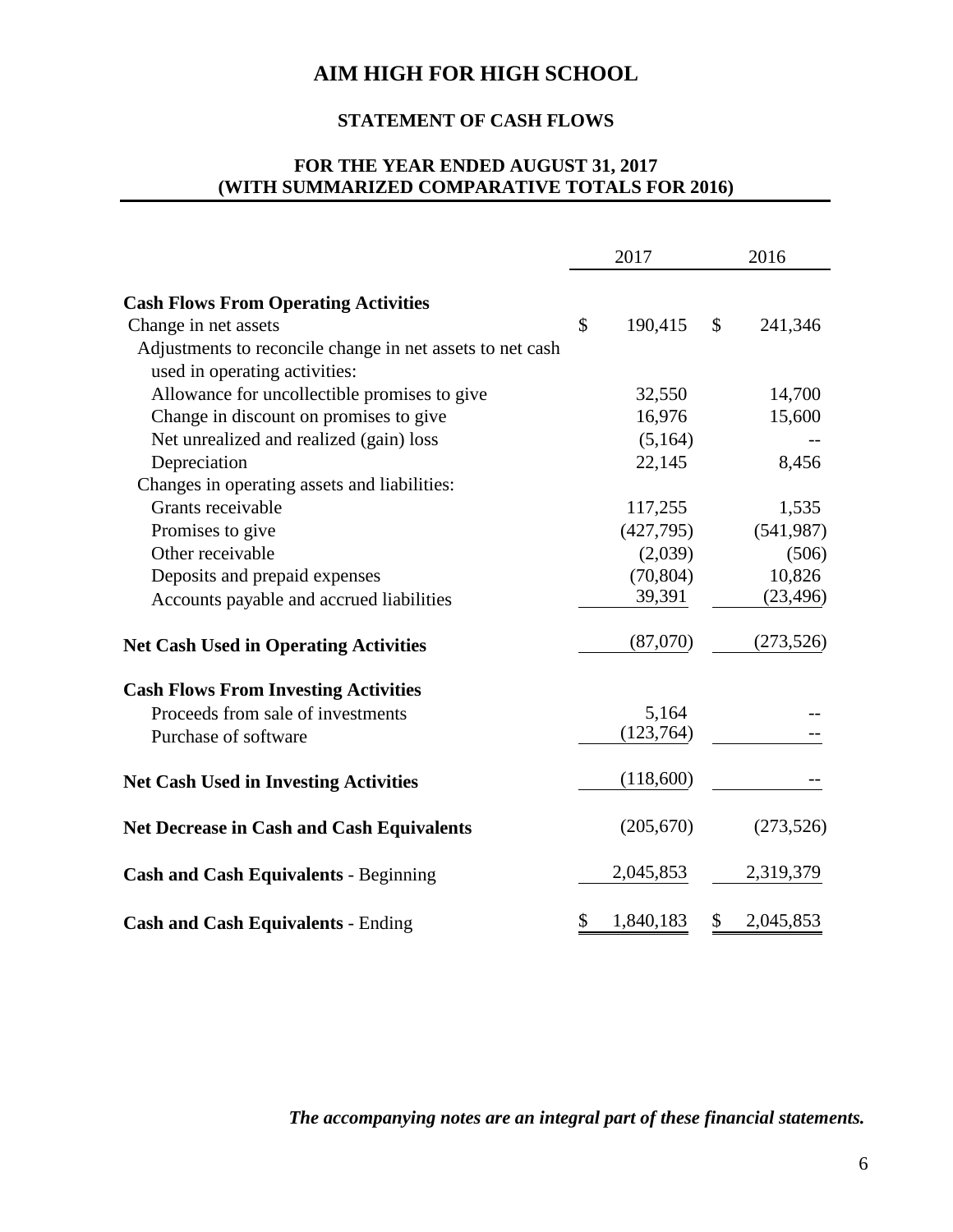# AIM HIGH FOR HIGH SCHOOL

## STATEMENT OF CASH FLOWS

### FOR THE YEAR ENDED AUGUST 31, 2017
### (WITH SUMMARIZED COMPARATIVE TOTALS FOR 2016)

| | 2017 | 2016 |
|---|---|---|
| **Cash Flows From Operating Activities** | | |
| Change in net assets | $ 190,415 | $ 241,346 |
| Adjustments to reconcile change in net assets to net cash used in operating activities: | | |
| Allowance for uncollectible promises to give | 32,550 | 14,700 |
| Change in discount on promises to give | 16,976 | 15,600 |
| Net unrealized and realized (gain) loss | (5,164) | -- |
| Depreciation | 22,145 | 8,456 |
| Changes in operating assets and liabilities: | | |
| Grants receivable | 117,255 | 1,535 |
| Promises to give | (427,795) | (541,987) |
| Other receivable | (2,039) | (506) |
| Deposits and prepaid expenses | (70,804) | 10,826 |
| Accounts payable and accrued liabilities | 39,391 | (23,496) |
| **Net Cash Used in Operating Activities** | (87,070) | (273,526) |
| **Cash Flows From Investing Activities** | | |
| Proceeds from sale of investments | 5,164 | -- |
| Purchase of software | (123,764) | -- |
| **Net Cash Used in Investing Activities** | (118,600) | -- |
| **Net Decrease in Cash and Cash Equivalents** | (205,670) | (273,526) |
| **Cash and Cash Equivalents** - Beginning | 2,045,853 | 2,319,379 |
| **Cash and Cash Equivalents** - Ending | $ 1,840,183 | $ 2,045,853 |

***The accompanying notes are an integral part of these financial statements.***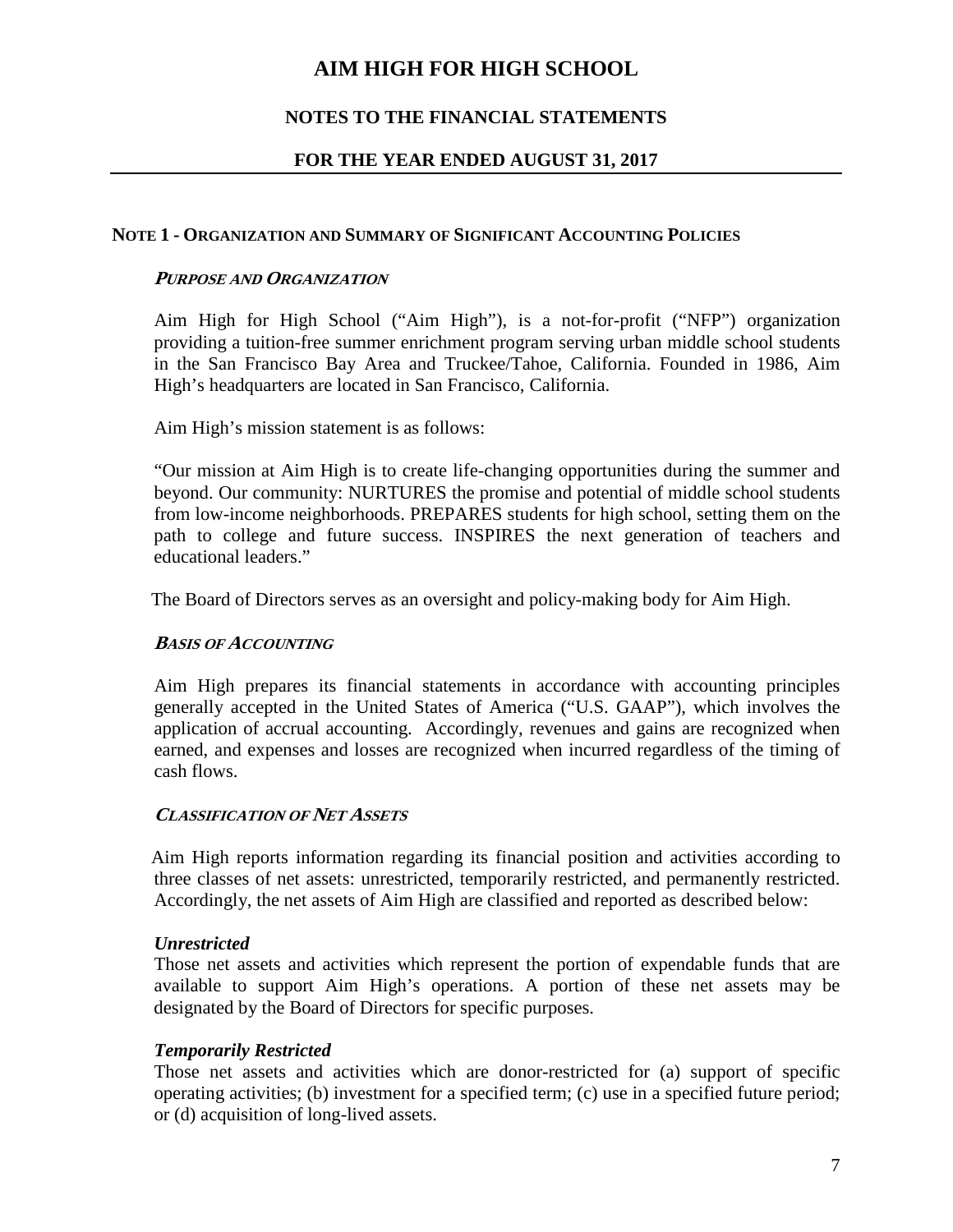# AIM HIGH FOR HIGH SCHOOL

## NOTES TO THE FINANCIAL STATEMENTS

## FOR THE YEAR ENDED AUGUST 31, 2017

### NOTE 1 - ORGANIZATION AND SUMMARY OF SIGNIFICANT ACCOUNTING POLICIES

***PURPOSE AND ORGANIZATION***

Aim High for High School ("Aim High"), is a not-for-profit ("NFP") organization providing a tuition-free summer enrichment program serving urban middle school students in the San Francisco Bay Area and Truckee/Tahoe, California. Founded in 1986, Aim High's headquarters are located in San Francisco, California.

Aim High's mission statement is as follows:

"Our mission at Aim High is to create life-changing opportunities during the summer and beyond. Our community: NURTURES the promise and potential of middle school students from low-income neighborhoods. PREPARES students for high school, setting them on the path to college and future success. INSPIRES the next generation of teachers and educational leaders."

The Board of Directors serves as an oversight and policy-making body for Aim High.

***BASIS OF ACCOUNTING***

Aim High prepares its financial statements in accordance with accounting principles generally accepted in the United States of America ("U.S. GAAP"), which involves the application of accrual accounting. Accordingly, revenues and gains are recognized when earned, and expenses and losses are recognized when incurred regardless of the timing of cash flows.

***CLASSIFICATION OF NET ASSETS***

Aim High reports information regarding its financial position and activities according to three classes of net assets: unrestricted, temporarily restricted, and permanently restricted. Accordingly, the net assets of Aim High are classified and reported as described below:

***Unrestricted***
Those net assets and activities which represent the portion of expendable funds that are available to support Aim High's operations. A portion of these net assets may be designated by the Board of Directors for specific purposes.

***Temporarily Restricted***
Those net assets and activities which are donor-restricted for (a) support of specific operating activities; (b) investment for a specified term; (c) use in a specified future period; or (d) acquisition of long-lived assets.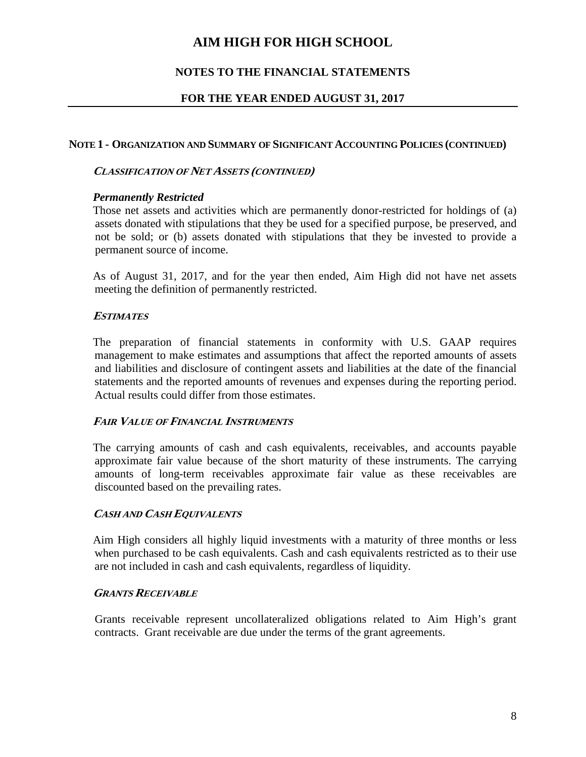# AIM HIGH FOR HIGH SCHOOL

## NOTES TO THE FINANCIAL STATEMENTS

## FOR THE YEAR ENDED AUGUST 31, 2017

### NOTE 1 - ORGANIZATION AND SUMMARY OF SIGNIFICANT ACCOUNTING POLICIES (CONTINUED)

***CLASSIFICATION OF NET ASSETS (CONTINUED)***

***Permanently Restricted***

Those net assets and activities which are permanently donor-restricted for holdings of (a) assets donated with stipulations that they be used for a specified purpose, be preserved, and not be sold; or (b) assets donated with stipulations that they be invested to provide a permanent source of income.

As of August 31, 2017, and for the year then ended, Aim High did not have net assets meeting the definition of permanently restricted.

***ESTIMATES***

The preparation of financial statements in conformity with U.S. GAAP requires management to make estimates and assumptions that affect the reported amounts of assets and liabilities and disclosure of contingent assets and liabilities at the date of the financial statements and the reported amounts of revenues and expenses during the reporting period. Actual results could differ from those estimates.

***FAIR VALUE OF FINANCIAL INSTRUMENTS***

The carrying amounts of cash and cash equivalents, receivables, and accounts payable approximate fair value because of the short maturity of these instruments. The carrying amounts of long-term receivables approximate fair value as these receivables are discounted based on the prevailing rates.

***CASH AND CASH EQUIVALENTS***

Aim High considers all highly liquid investments with a maturity of three months or less when purchased to be cash equivalents. Cash and cash equivalents restricted as to their use are not included in cash and cash equivalents, regardless of liquidity.

***GRANTS RECEIVABLE***

Grants receivable represent uncollateralized obligations related to Aim High's grant contracts. Grant receivable are due under the terms of the grant agreements.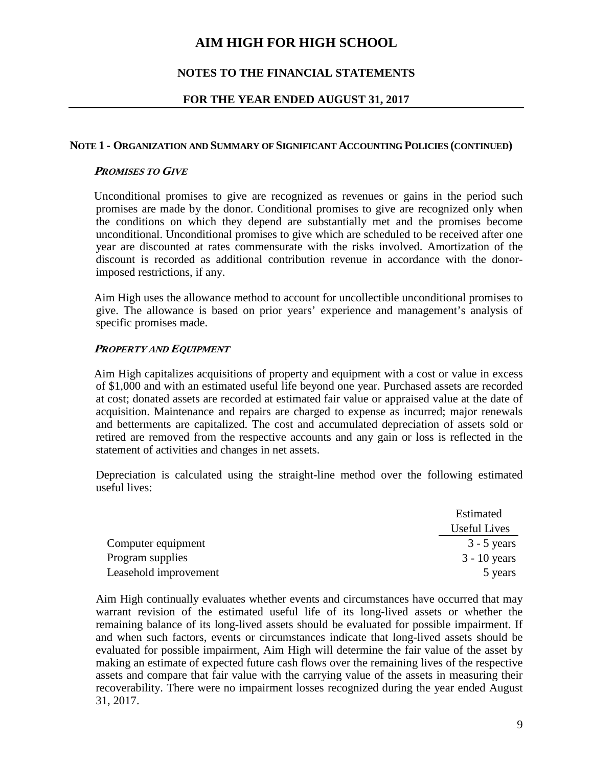# AIM HIGH FOR HIGH SCHOOL

## NOTES TO THE FINANCIAL STATEMENTS

## FOR THE YEAR ENDED AUGUST 31, 2017

### NOTE 1 - ORGANIZATION AND SUMMARY OF SIGNIFICANT ACCOUNTING POLICIES (CONTINUED)

***PROMISES TO GIVE***

Unconditional promises to give are recognized as revenues or gains in the period such promises are made by the donor. Conditional promises to give are recognized only when the conditions on which they depend are substantially met and the promises become unconditional. Unconditional promises to give which are scheduled to be received after one year are discounted at rates commensurate with the risks involved. Amortization of the discount is recorded as additional contribution revenue in accordance with the donor-imposed restrictions, if any.

Aim High uses the allowance method to account for uncollectible unconditional promises to give. The allowance is based on prior years' experience and management's analysis of specific promises made.

***PROPERTY AND EQUIPMENT***

Aim High capitalizes acquisitions of property and equipment with a cost or value in excess of $1,000 and with an estimated useful life beyond one year. Purchased assets are recorded at cost; donated assets are recorded at estimated fair value or appraised value at the date of acquisition. Maintenance and repairs are charged to expense as incurred; major renewals and betterments are capitalized. The cost and accumulated depreciation of assets sold or retired are removed from the respective accounts and any gain or loss is reflected in the statement of activities and changes in net assets.

Depreciation is calculated using the straight-line method over the following estimated useful lives:

| | Estimated Useful Lives |
|---|---|
| Computer equipment | 3 - 5 years |
| Program supplies | 3 - 10 years |
| Leasehold improvement | 5 years |

Aim High continually evaluates whether events and circumstances have occurred that may warrant revision of the estimated useful life of its long-lived assets or whether the remaining balance of its long-lived assets should be evaluated for possible impairment. If and when such factors, events or circumstances indicate that long-lived assets should be evaluated for possible impairment, Aim High will determine the fair value of the asset by making an estimate of expected future cash flows over the remaining lives of the respective assets and compare that fair value with the carrying value of the assets in measuring their recoverability. There were no impairment losses recognized during the year ended August 31, 2017.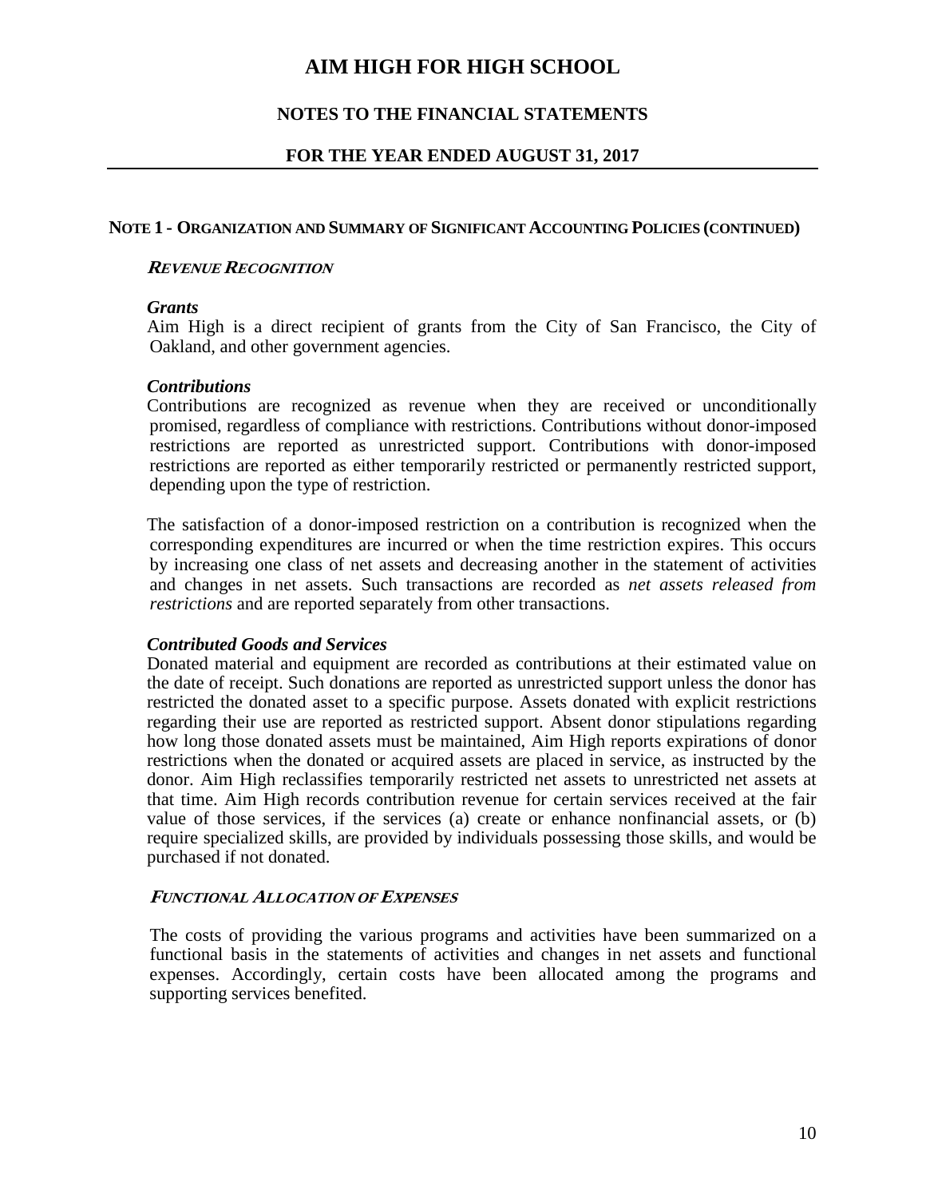# AIM HIGH FOR HIGH SCHOOL

## NOTES TO THE FINANCIAL STATEMENTS

## FOR THE YEAR ENDED AUGUST 31, 2017

### NOTE 1 - ORGANIZATION AND SUMMARY OF SIGNIFICANT ACCOUNTING POLICIES (CONTINUED)

#### *REVENUE RECOGNITION*

***Grants***

Aim High is a direct recipient of grants from the City of San Francisco, the City of Oakland, and other government agencies.

***Contributions***

Contributions are recognized as revenue when they are received or unconditionally promised, regardless of compliance with restrictions. Contributions without donor-imposed restrictions are reported as unrestricted support. Contributions with donor-imposed restrictions are reported as either temporarily restricted or permanently restricted support, depending upon the type of restriction.

The satisfaction of a donor-imposed restriction on a contribution is recognized when the corresponding expenditures are incurred or when the time restriction expires. This occurs by increasing one class of net assets and decreasing another in the statement of activities and changes in net assets. Such transactions are recorded as *net assets released from restrictions* and are reported separately from other transactions.

***Contributed Goods and Services***

Donated material and equipment are recorded as contributions at their estimated value on the date of receipt. Such donations are reported as unrestricted support unless the donor has restricted the donated asset to a specific purpose. Assets donated with explicit restrictions regarding their use are reported as restricted support. Absent donor stipulations regarding how long those donated assets must be maintained, Aim High reports expirations of donor restrictions when the donated or acquired assets are placed in service, as instructed by the donor. Aim High reclassifies temporarily restricted net assets to unrestricted net assets at that time. Aim High records contribution revenue for certain services received at the fair value of those services, if the services (a) create or enhance nonfinancial assets, or (b) require specialized skills, are provided by individuals possessing those skills, and would be purchased if not donated.

#### *FUNCTIONAL ALLOCATION OF EXPENSES*

The costs of providing the various programs and activities have been summarized on a functional basis in the statements of activities and changes in net assets and functional expenses. Accordingly, certain costs have been allocated among the programs and supporting services benefited.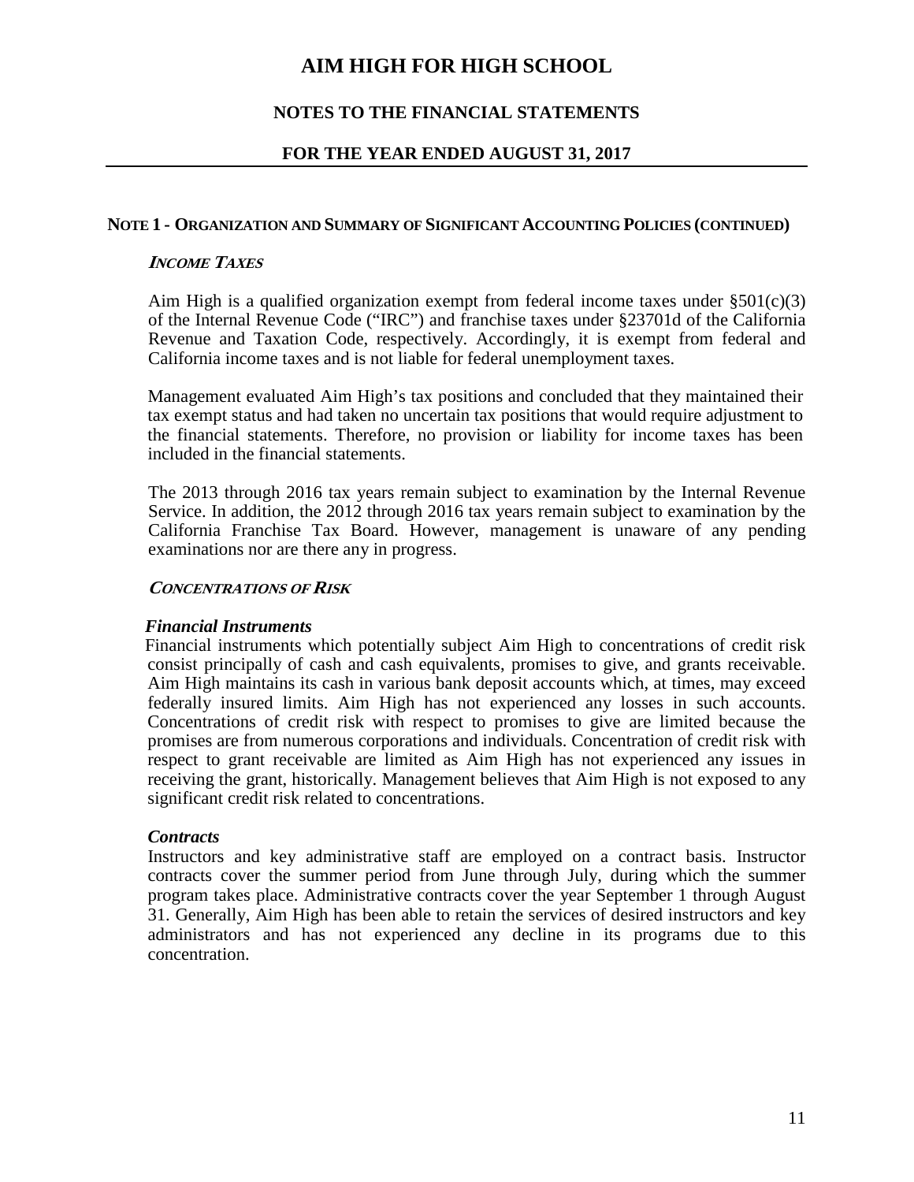# AIM HIGH FOR HIGH SCHOOL

## NOTES TO THE FINANCIAL STATEMENTS

## FOR THE YEAR ENDED AUGUST 31, 2017

### NOTE 1 - ORGANIZATION AND SUMMARY OF SIGNIFICANT ACCOUNTING POLICIES (CONTINUED)

***INCOME TAXES***

Aim High is a qualified organization exempt from federal income taxes under §501(c)(3) of the Internal Revenue Code ("IRC") and franchise taxes under §23701d of the California Revenue and Taxation Code, respectively. Accordingly, it is exempt from federal and California income taxes and is not liable for federal unemployment taxes.

Management evaluated Aim High's tax positions and concluded that they maintained their tax exempt status and had taken no uncertain tax positions that would require adjustment to the financial statements. Therefore, no provision or liability for income taxes has been included in the financial statements.

The 2013 through 2016 tax years remain subject to examination by the Internal Revenue Service. In addition, the 2012 through 2016 tax years remain subject to examination by the California Franchise Tax Board. However, management is unaware of any pending examinations nor are there any in progress.

***CONCENTRATIONS OF RISK***

***Financial Instruments***

Financial instruments which potentially subject Aim High to concentrations of credit risk consist principally of cash and cash equivalents, promises to give, and grants receivable. Aim High maintains its cash in various bank deposit accounts which, at times, may exceed federally insured limits. Aim High has not experienced any losses in such accounts. Concentrations of credit risk with respect to promises to give are limited because the promises are from numerous corporations and individuals. Concentration of credit risk with respect to grant receivable are limited as Aim High has not experienced any issues in receiving the grant, historically. Management believes that Aim High is not exposed to any significant credit risk related to concentrations.

***Contracts***

Instructors and key administrative staff are employed on a contract basis. Instructor contracts cover the summer period from June through July, during which the summer program takes place. Administrative contracts cover the year September 1 through August 31. Generally, Aim High has been able to retain the services of desired instructors and key administrators and has not experienced any decline in its programs due to this concentration.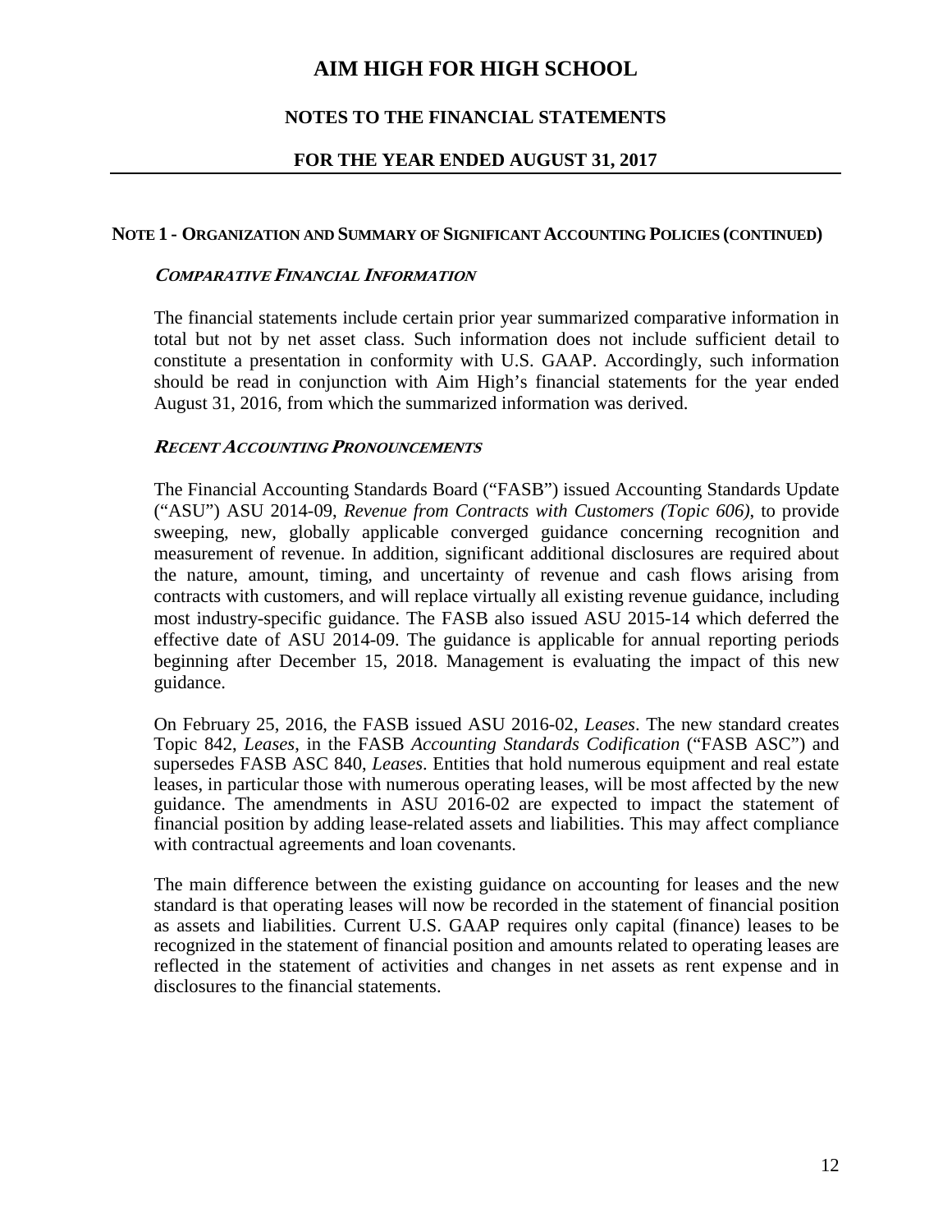# AIM HIGH FOR HIGH SCHOOL

## NOTES TO THE FINANCIAL STATEMENTS

## FOR THE YEAR ENDED AUGUST 31, 2017

### NOTE 1 - ORGANIZATION AND SUMMARY OF SIGNIFICANT ACCOUNTING POLICIES (CONTINUED)

***COMPARATIVE FINANCIAL INFORMATION***

The financial statements include certain prior year summarized comparative information in total but not by net asset class. Such information does not include sufficient detail to constitute a presentation in conformity with U.S. GAAP. Accordingly, such information should be read in conjunction with Aim High's financial statements for the year ended August 31, 2016, from which the summarized information was derived.

***RECENT ACCOUNTING PRONOUNCEMENTS***

The Financial Accounting Standards Board ("FASB") issued Accounting Standards Update ("ASU") ASU 2014-09, *Revenue from Contracts with Customers (Topic 606)*, to provide sweeping, new, globally applicable converged guidance concerning recognition and measurement of revenue. In addition, significant additional disclosures are required about the nature, amount, timing, and uncertainty of revenue and cash flows arising from contracts with customers, and will replace virtually all existing revenue guidance, including most industry-specific guidance. The FASB also issued ASU 2015-14 which deferred the effective date of ASU 2014-09. The guidance is applicable for annual reporting periods beginning after December 15, 2018. Management is evaluating the impact of this new guidance.

On February 25, 2016, the FASB issued ASU 2016-02, *Leases*. The new standard creates Topic 842, *Leases*, in the FASB *Accounting Standards Codification* ("FASB ASC") and supersedes FASB ASC 840, *Leases*. Entities that hold numerous equipment and real estate leases, in particular those with numerous operating leases, will be most affected by the new guidance. The amendments in ASU 2016-02 are expected to impact the statement of financial position by adding lease-related assets and liabilities. This may affect compliance with contractual agreements and loan covenants.

The main difference between the existing guidance on accounting for leases and the new standard is that operating leases will now be recorded in the statement of financial position as assets and liabilities. Current U.S. GAAP requires only capital (finance) leases to be recognized in the statement of financial position and amounts related to operating leases are reflected in the statement of activities and changes in net assets as rent expense and in disclosures to the financial statements.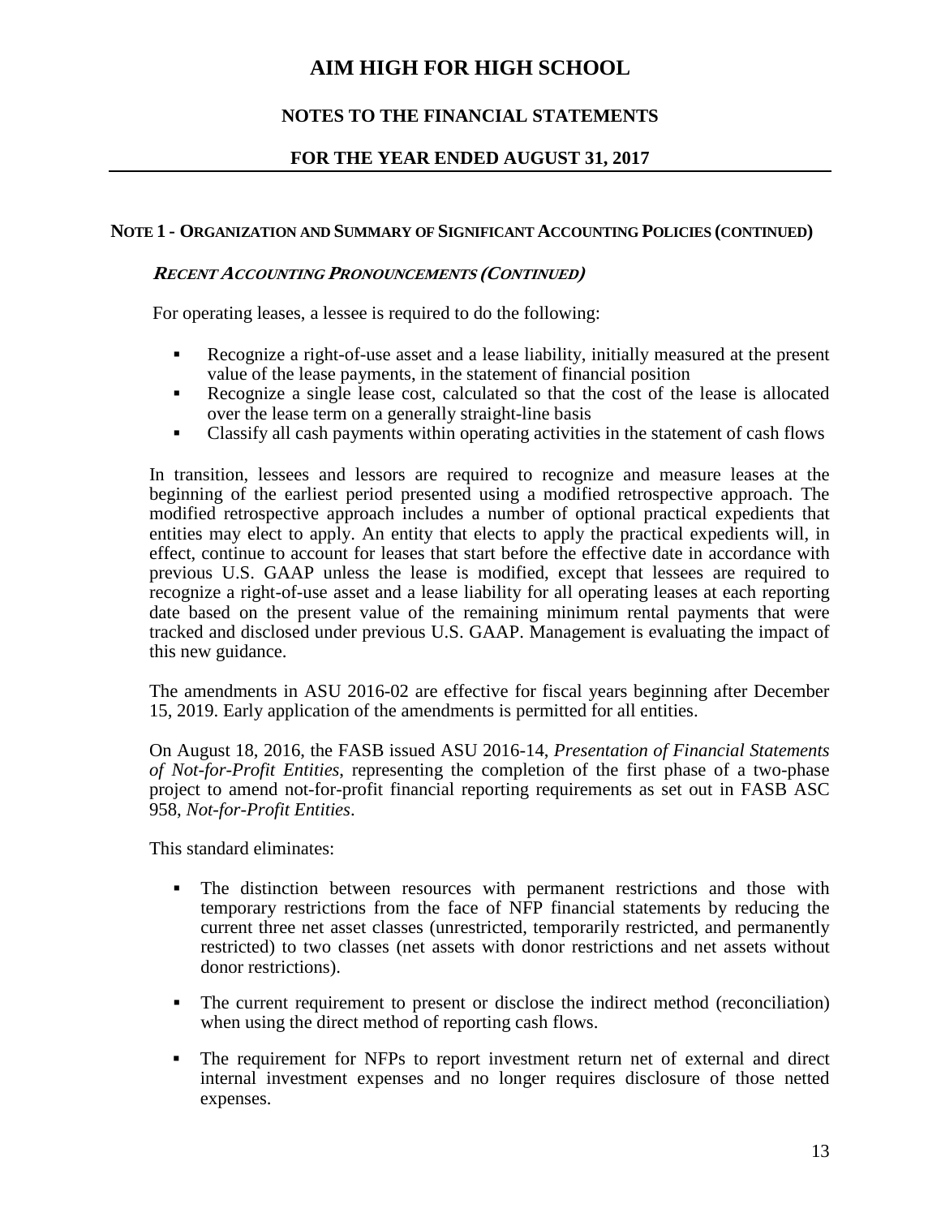## NOTE 1 - ORGANIZATION AND SUMMARY OF SIGNIFICANT ACCOUNTING POLICIES (CONTINUED)

### *RECENT ACCOUNTING PRONOUNCEMENTS (CONTINUED)*

For operating leases, a lessee is required to do the following:

- Recognize a right-of-use asset and a lease liability, initially measured at the present value of the lease payments, in the statement of financial position
- Recognize a single lease cost, calculated so that the cost of the lease is allocated over the lease term on a generally straight-line basis
- Classify all cash payments within operating activities in the statement of cash flows

In transition, lessees and lessors are required to recognize and measure leases at the beginning of the earliest period presented using a modified retrospective approach. The modified retrospective approach includes a number of optional practical expedients that entities may elect to apply. An entity that elects to apply the practical expedients will, in effect, continue to account for leases that start before the effective date in accordance with previous U.S. GAAP unless the lease is modified, except that lessees are required to recognize a right-of-use asset and a lease liability for all operating leases at each reporting date based on the present value of the remaining minimum rental payments that were tracked and disclosed under previous U.S. GAAP. Management is evaluating the impact of this new guidance.

The amendments in ASU 2016-02 are effective for fiscal years beginning after December 15, 2019. Early application of the amendments is permitted for all entities.

On August 18, 2016, the FASB issued ASU 2016-14, *Presentation of Financial Statements of Not-for-Profit Entities*, representing the completion of the first phase of a two-phase project to amend not-for-profit financial reporting requirements as set out in FASB ASC 958, *Not-for-Profit Entities*.

This standard eliminates:

- The distinction between resources with permanent restrictions and those with temporary restrictions from the face of NFP financial statements by reducing the current three net asset classes (unrestricted, temporarily restricted, and permanently restricted) to two classes (net assets with donor restrictions and net assets without donor restrictions).

- The current requirement to present or disclose the indirect method (reconciliation) when using the direct method of reporting cash flows.

- The requirement for NFPs to report investment return net of external and direct internal investment expenses and no longer requires disclosure of those netted expenses.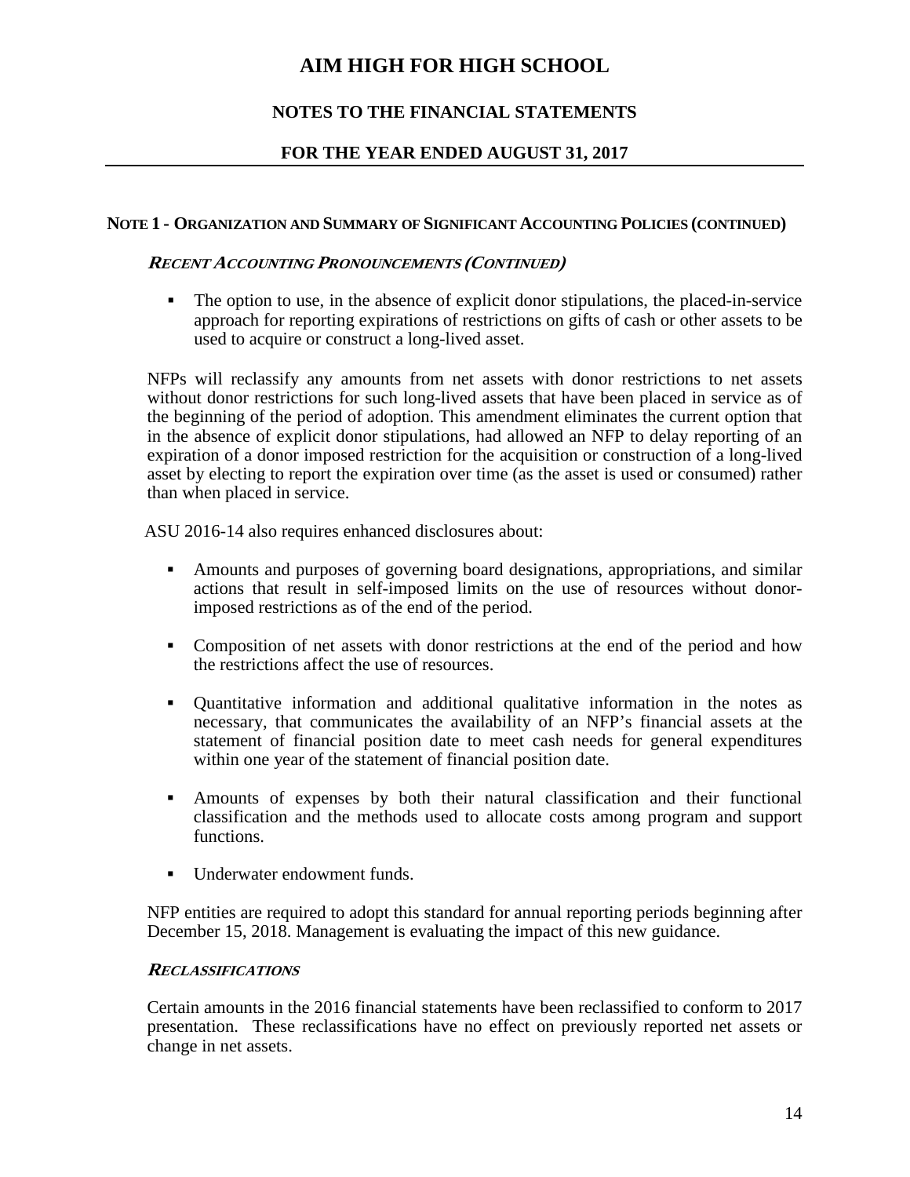# AIM HIGH FOR HIGH SCHOOL

## NOTES TO THE FINANCIAL STATEMENTS

## FOR THE YEAR ENDED AUGUST 31, 2017

### NOTE 1 - ORGANIZATION AND SUMMARY OF SIGNIFICANT ACCOUNTING POLICIES (CONTINUED)

***RECENT ACCOUNTING PRONOUNCEMENTS (CONTINUED)***

- The option to use, in the absence of explicit donor stipulations, the placed-in-service approach for reporting expirations of restrictions on gifts of cash or other assets to be used to acquire or construct a long-lived asset.

NFPs will reclassify any amounts from net assets with donor restrictions to net assets without donor restrictions for such long-lived assets that have been placed in service as of the beginning of the period of adoption. This amendment eliminates the current option that in the absence of explicit donor stipulations, had allowed an NFP to delay reporting of an expiration of a donor imposed restriction for the acquisition or construction of a long-lived asset by electing to report the expiration over time (as the asset is used or consumed) rather than when placed in service.

ASU 2016-14 also requires enhanced disclosures about:

- Amounts and purposes of governing board designations, appropriations, and similar actions that result in self-imposed limits on the use of resources without donor-imposed restrictions as of the end of the period.
- Composition of net assets with donor restrictions at the end of the period and how the restrictions affect the use of resources.
- Quantitative information and additional qualitative information in the notes as necessary, that communicates the availability of an NFP's financial assets at the statement of financial position date to meet cash needs for general expenditures within one year of the statement of financial position date.
- Amounts of expenses by both their natural classification and their functional classification and the methods used to allocate costs among program and support functions.
- Underwater endowment funds.

NFP entities are required to adopt this standard for annual reporting periods beginning after December 15, 2018. Management is evaluating the impact of this new guidance.

***RECLASSIFICATIONS***

Certain amounts in the 2016 financial statements have been reclassified to conform to 2017 presentation. These reclassifications have no effect on previously reported net assets or change in net assets.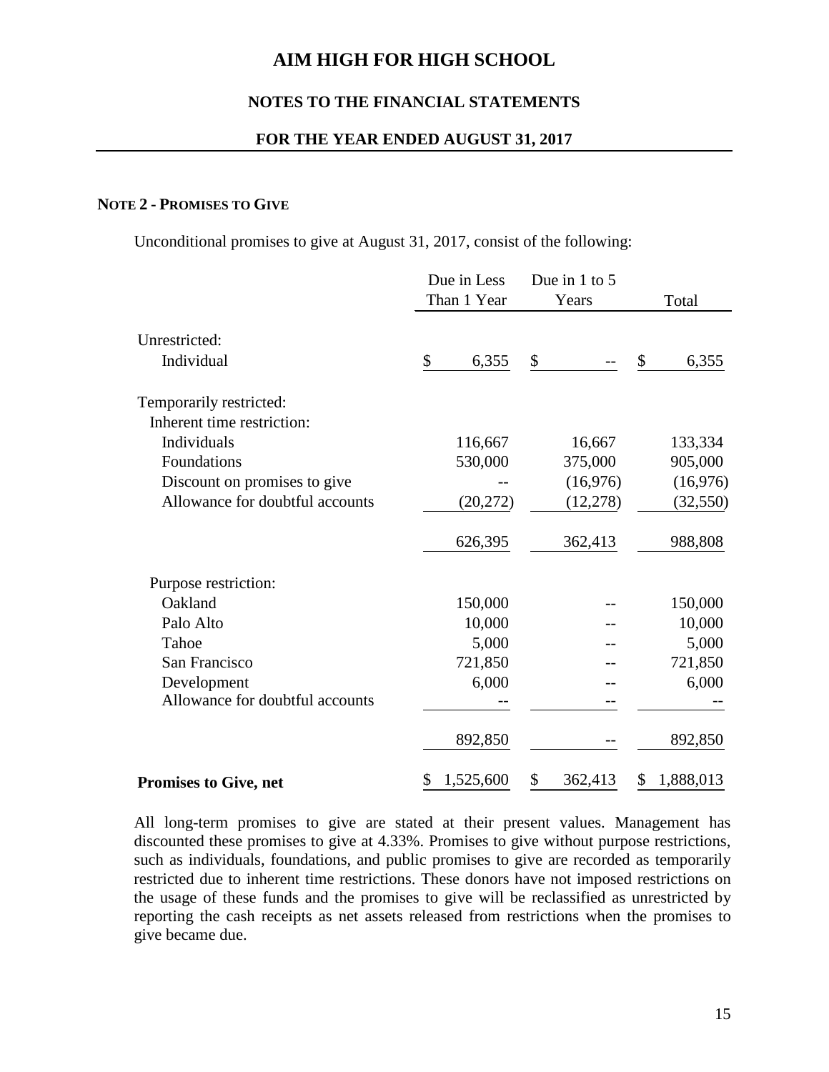# AIM HIGH FOR HIGH SCHOOL

## NOTES TO THE FINANCIAL STATEMENTS

## FOR THE YEAR ENDED AUGUST 31, 2017

**NOTE 2 - PROMISES TO GIVE**

Unconditional promises to give at August 31, 2017, consist of the following:

| | Due in Less Than 1 Year | Due in 1 to 5 Years | Total |
|---|---|---|---|
| Unrestricted: | | | |
| Individual | $ 6,355 | $ -- | $ 6,355 |
| Temporarily restricted: | | | |
| Inherent time restriction: | | | |
| Individuals | 116,667 | 16,667 | 133,334 |
| Foundations | 530,000 | 375,000 | 905,000 |
| Discount on promises to give | -- | (16,976) | (16,976) |
| Allowance for doubtful accounts | (20,272) | (12,278) | (32,550) |
| | 626,395 | 362,413 | 988,808 |
| Purpose restriction: | | | |
| Oakland | 150,000 | -- | 150,000 |
| Palo Alto | 10,000 | -- | 10,000 |
| Tahoe | 5,000 | -- | 5,000 |
| San Francisco | 721,850 | -- | 721,850 |
| Development | 6,000 | -- | 6,000 |
| Allowance for doubtful accounts | -- | -- | -- |
| | 892,850 | -- | 892,850 |
| **Promises to Give, net** | $ 1,525,600 | $ 362,413 | $ 1,888,013 |

All long-term promises to give are stated at their present values. Management has discounted these promises to give at 4.33%. Promises to give without purpose restrictions, such as individuals, foundations, and public promises to give are recorded as temporarily restricted due to inherent time restrictions. These donors have not imposed restrictions on the usage of these funds and the promises to give will be reclassified as unrestricted by reporting the cash receipts as net assets released from restrictions when the promises to give became due.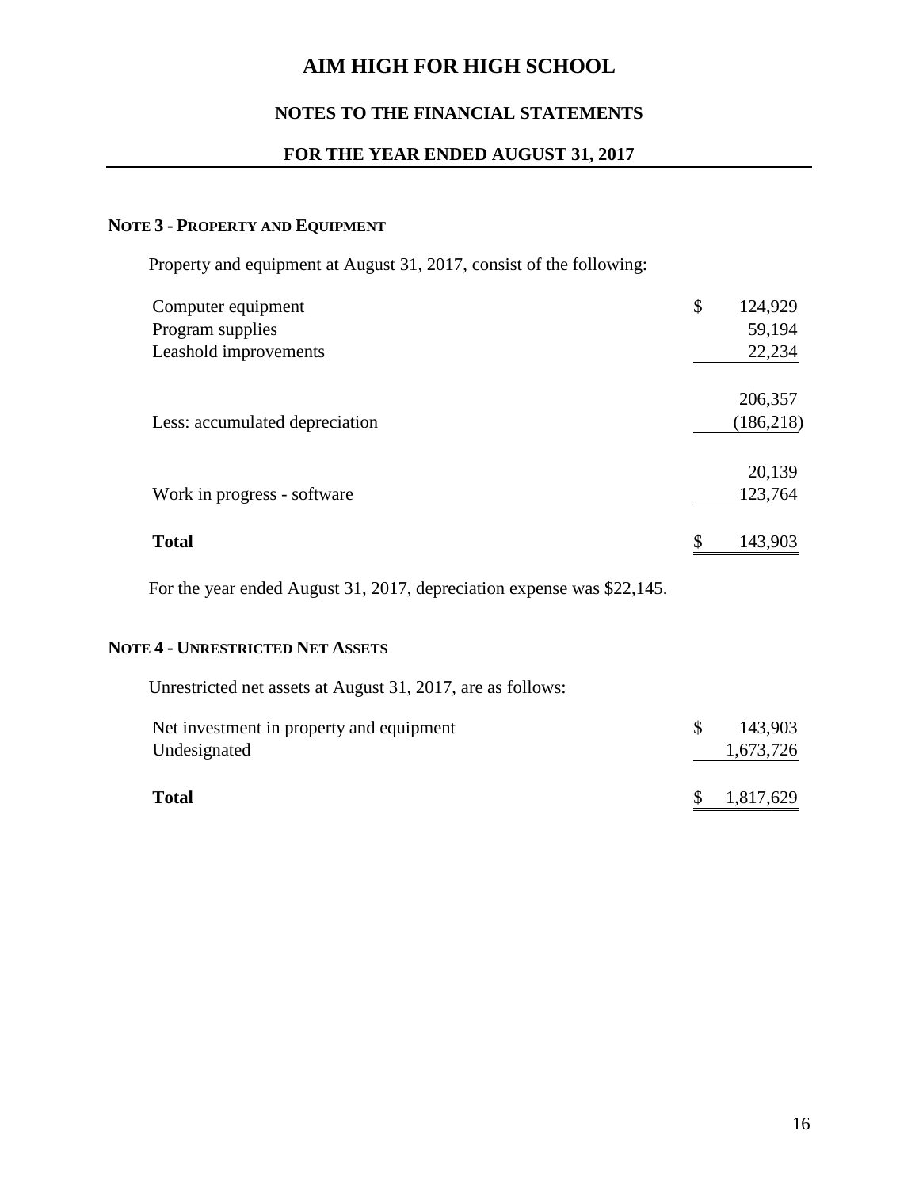# AIM HIGH FOR HIGH SCHOOL

## NOTES TO THE FINANCIAL STATEMENTS

## FOR THE YEAR ENDED AUGUST 31, 2017

### NOTE 3 - PROPERTY AND EQUIPMENT

Property and equipment at August 31, 2017, consist of the following:

| | |
|---|---|
| Computer equipment | $ 124,929 |
| Program supplies | 59,194 |
| Leashold improvements | 22,234 |
| | 206,357 |
| Less: accumulated depreciation | (186,218) |
| | 20,139 |
| Work in progress - software | 123,764 |
| **Total** | $ 143,903 |

For the year ended August 31, 2017, depreciation expense was $22,145.

### NOTE 4 - UNRESTRICTED NET ASSETS

Unrestricted net assets at August 31, 2017, are as follows:

| | |
|---|---|
| Net investment in property and equipment | $ 143,903 |
| Undesignated | 1,673,726 |
| **Total** | $ 1,817,629 |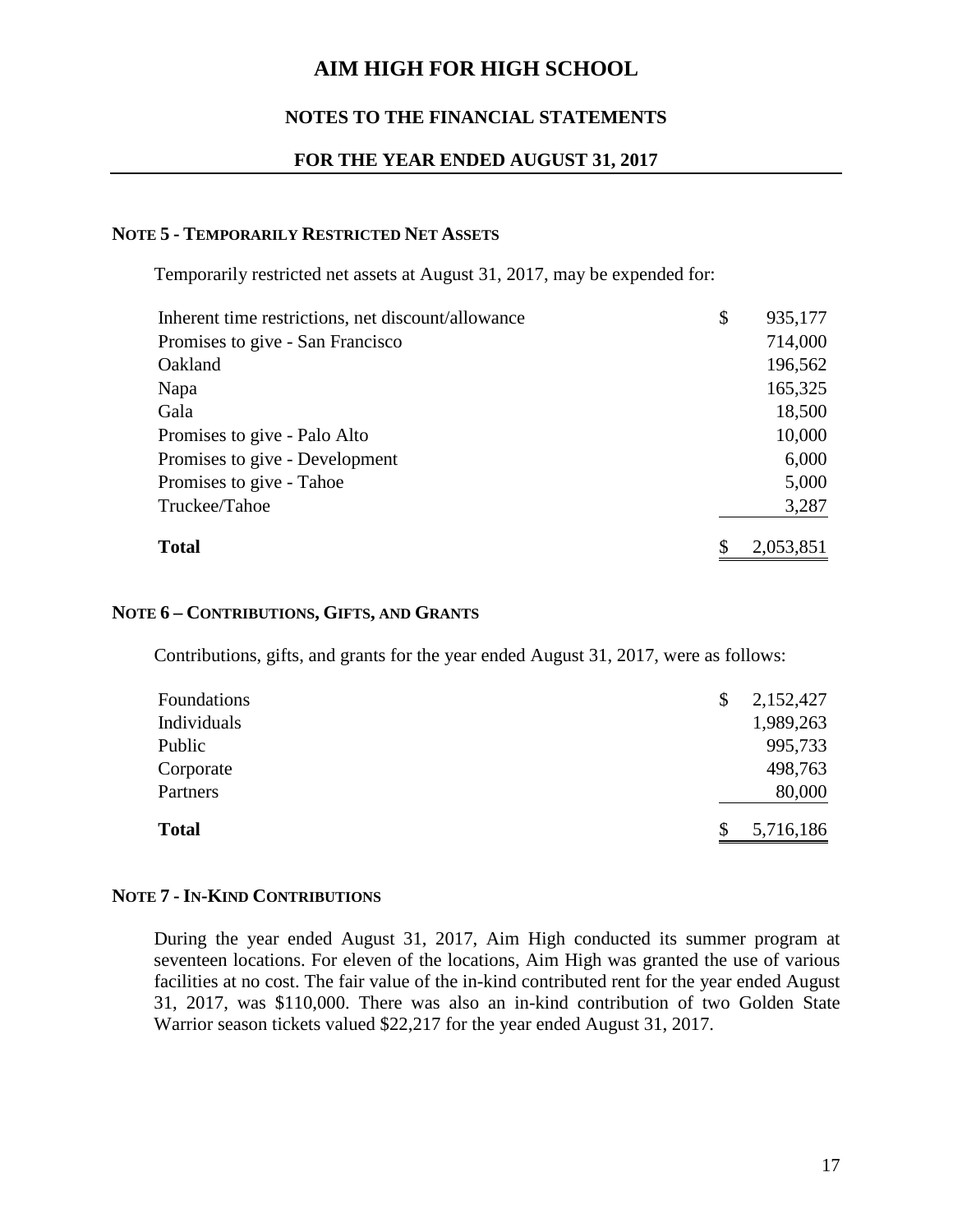# AIM HIGH FOR HIGH SCHOOL

## NOTES TO THE FINANCIAL STATEMENTS

## FOR THE YEAR ENDED AUGUST 31, 2017

### NOTE 5 - TEMPORARILY RESTRICTED NET ASSETS

Temporarily restricted net assets at August 31, 2017, may be expended for:

| | |
|---|---|
| Inherent time restrictions, net discount/allowance | $ 935,177 |
| Promises to give - San Francisco | 714,000 |
| Oakland | 196,562 |
| Napa | 165,325 |
| Gala | 18,500 |
| Promises to give - Palo Alto | 10,000 |
| Promises to give - Development | 6,000 |
| Promises to give - Tahoe | 5,000 |
| Truckee/Tahoe | 3,287 |
| **Total** | $ 2,053,851 |

### NOTE 6 – CONTRIBUTIONS, GIFTS, AND GRANTS

Contributions, gifts, and grants for the year ended August 31, 2017, were as follows:

| | |
|---|---|
| Foundations | $ 2,152,427 |
| Individuals | 1,989,263 |
| Public | 995,733 |
| Corporate | 498,763 |
| Partners | 80,000 |
| **Total** | $ 5,716,186 |

### NOTE 7 - IN-KIND CONTRIBUTIONS

During the year ended August 31, 2017, Aim High conducted its summer program at seventeen locations. For eleven of the locations, Aim High was granted the use of various facilities at no cost. The fair value of the in-kind contributed rent for the year ended August 31, 2017, was $110,000. There was also an in-kind contribution of two Golden State Warrior season tickets valued $22,217 for the year ended August 31, 2017.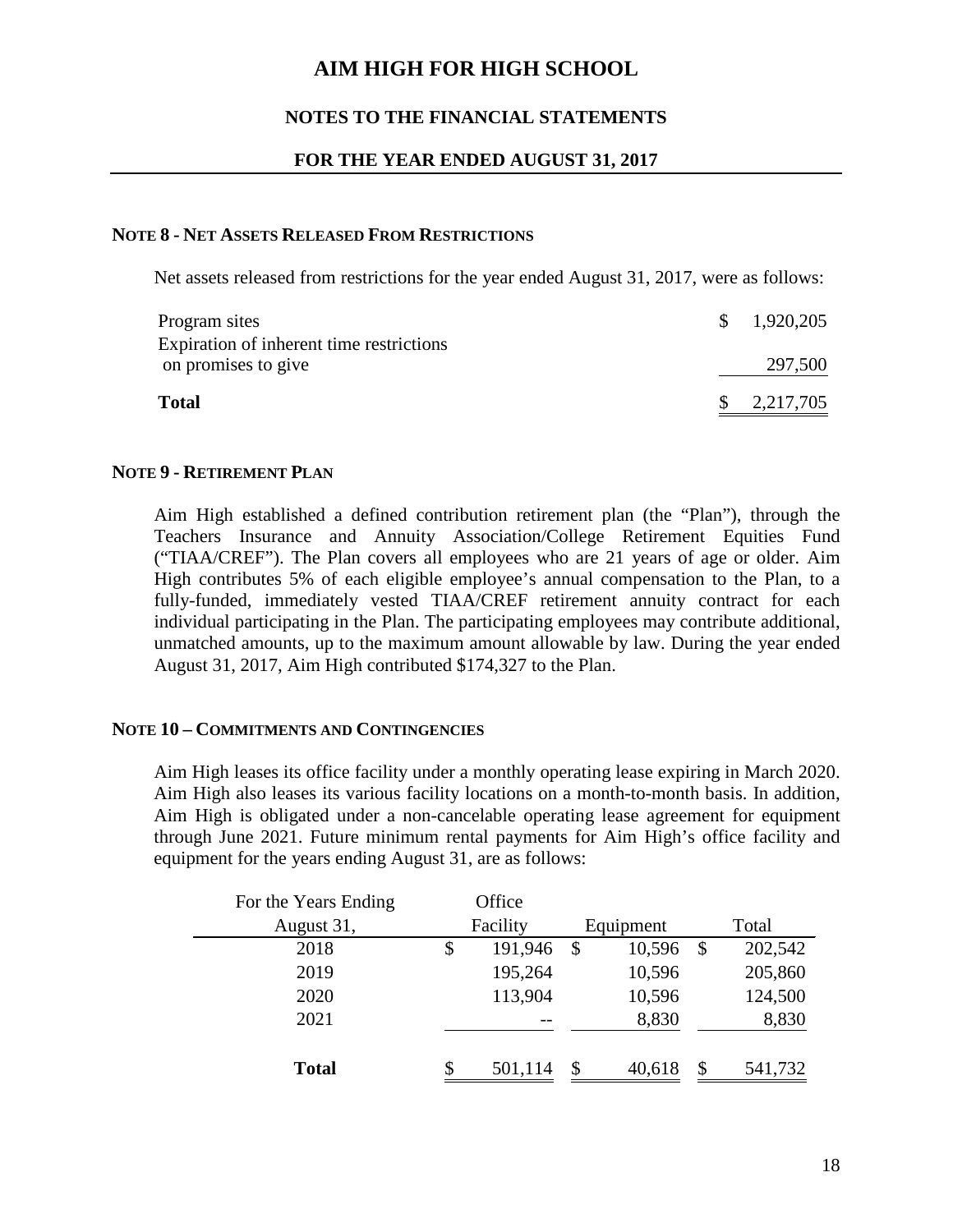# AIM HIGH FOR HIGH SCHOOL

## NOTES TO THE FINANCIAL STATEMENTS

## FOR THE YEAR ENDED AUGUST 31, 2017

### NOTE 8 - NET ASSETS RELEASED FROM RESTRICTIONS

Net assets released from restrictions for the year ended August 31, 2017, were as follows:

| | |
|---|---|
| Program sites | $ 1,920,205 |
| Expiration of inherent time restrictions on promises to give | 297,500 |
| **Total** | $ 2,217,705 |

### NOTE 9 - RETIREMENT PLAN

Aim High established a defined contribution retirement plan (the "Plan"), through the Teachers Insurance and Annuity Association/College Retirement Equities Fund ("TIAA/CREF"). The Plan covers all employees who are 21 years of age or older. Aim High contributes 5% of each eligible employee's annual compensation to the Plan, to a fully-funded, immediately vested TIAA/CREF retirement annuity contract for each individual participating in the Plan. The participating employees may contribute additional, unmatched amounts, up to the maximum amount allowable by law. During the year ended August 31, 2017, Aim High contributed $174,327 to the Plan.

### NOTE 10 – COMMITMENTS AND CONTINGENCIES

Aim High leases its office facility under a monthly operating lease expiring in March 2020. Aim High also leases its various facility locations on a month-to-month basis. In addition, Aim High is obligated under a non-cancelable operating lease agreement for equipment through June 2021. Future minimum rental payments for Aim High's office facility and equipment for the years ending August 31, are as follows:

| For the Years Ending August 31, | Office Facility | Equipment | Total |
|---|---|---|---|
| 2018 | $ 191,946 | $ 10,596 | $ 202,542 |
| 2019 | 195,264 | 10,596 | 205,860 |
| 2020 | 113,904 | 10,596 | 124,500 |
| 2021 | -- | 8,830 | 8,830 |
| **Total** | $ 501,114 | $ 40,618 | $ 541,732 |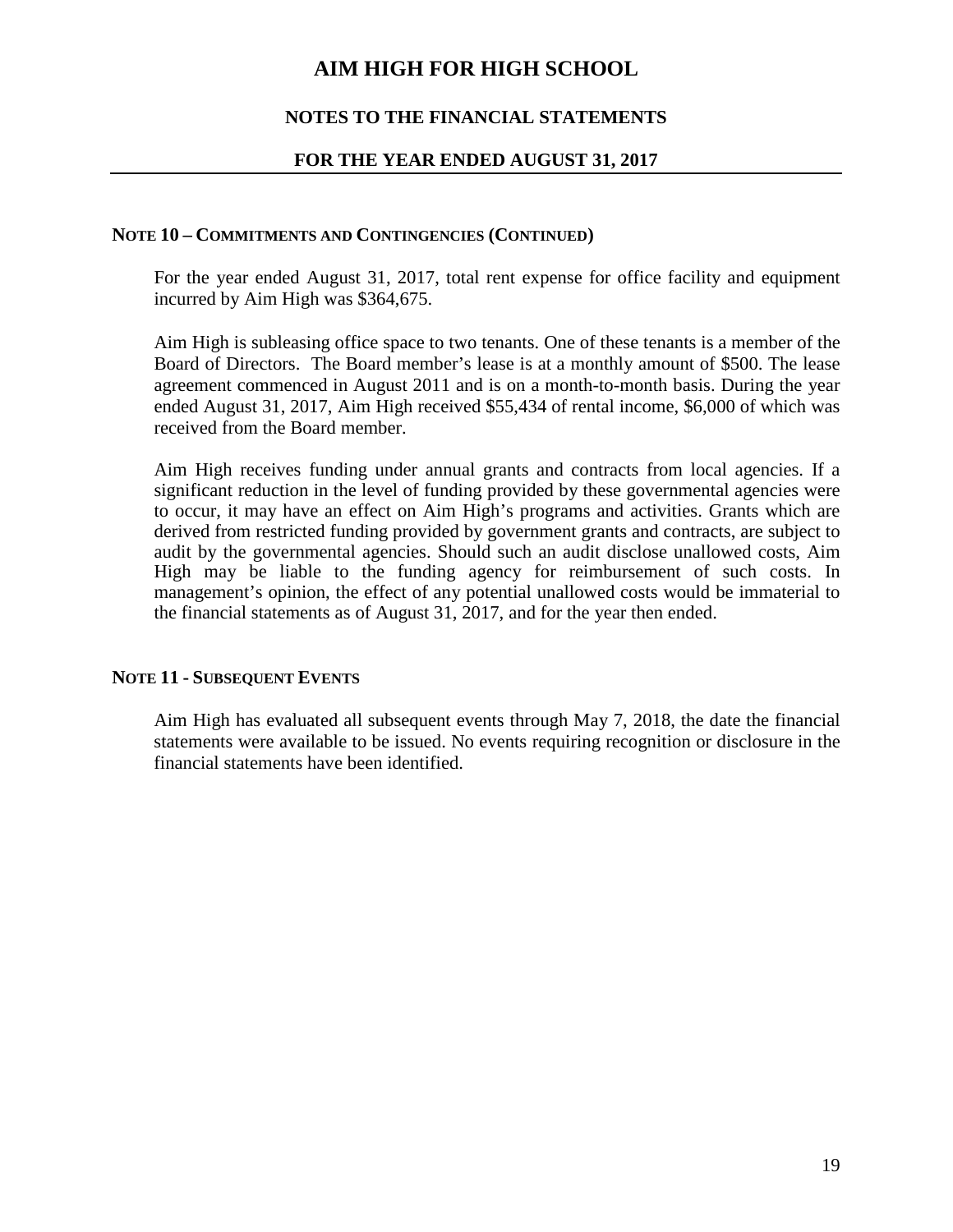**NOTE 10 – COMMITMENTS AND CONTINGENCIES (CONTINUED)**

For the year ended August 31, 2017, total rent expense for office facility and equipment incurred by Aim High was $364,675.

Aim High is subleasing office space to two tenants. One of these tenants is a member of the Board of Directors. The Board member's lease is at a monthly amount of $500. The lease agreement commenced in August 2011 and is on a month-to-month basis. During the year ended August 31, 2017, Aim High received $55,434 of rental income, $6,000 of which was received from the Board member.

Aim High receives funding under annual grants and contracts from local agencies. If a significant reduction in the level of funding provided by these governmental agencies were to occur, it may have an effect on Aim High's programs and activities. Grants which are derived from restricted funding provided by government grants and contracts, are subject to audit by the governmental agencies. Should such an audit disclose unallowed costs, Aim High may be liable to the funding agency for reimbursement of such costs. In management's opinion, the effect of any potential unallowed costs would be immaterial to the financial statements as of August 31, 2017, and for the year then ended.

**NOTE 11 - SUBSEQUENT EVENTS**

Aim High has evaluated all subsequent events through May 7, 2018, the date the financial statements were available to be issued. No events requiring recognition or disclosure in the financial statements have been identified.